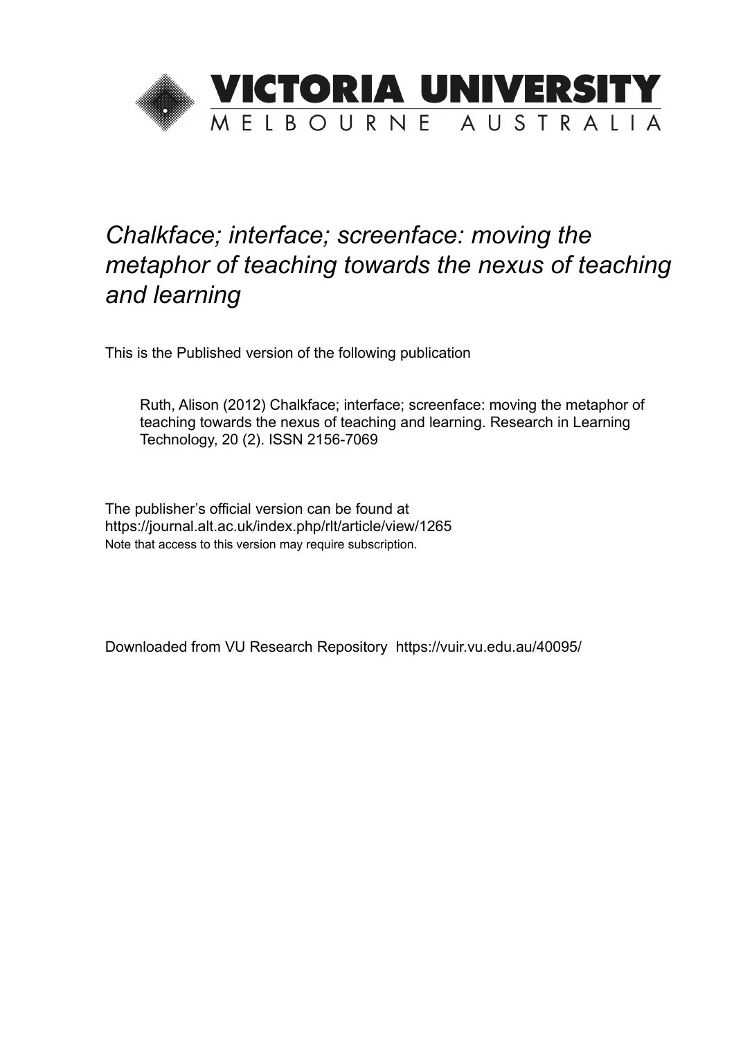VICTORIA UNIVERSITY
MELBOURNE AUSTRALIA

*Chalkface; interface; screenface: moving the metaphor of teaching towards the nexus of teaching and learning*

This is the Published version of the following publication

Ruth, Alison (2012) Chalkface; interface; screenface: moving the metaphor of teaching towards the nexus of teaching and learning. Research in Learning Technology, 20 (2). ISSN 2156-7069

The publisher's official version can be found at
https://journal.alt.ac.uk/index.php/rlt/article/view/1265
Note that access to this version may require subscription.

Downloaded from VU Research Repository https://vuir.vu.edu.au/40095/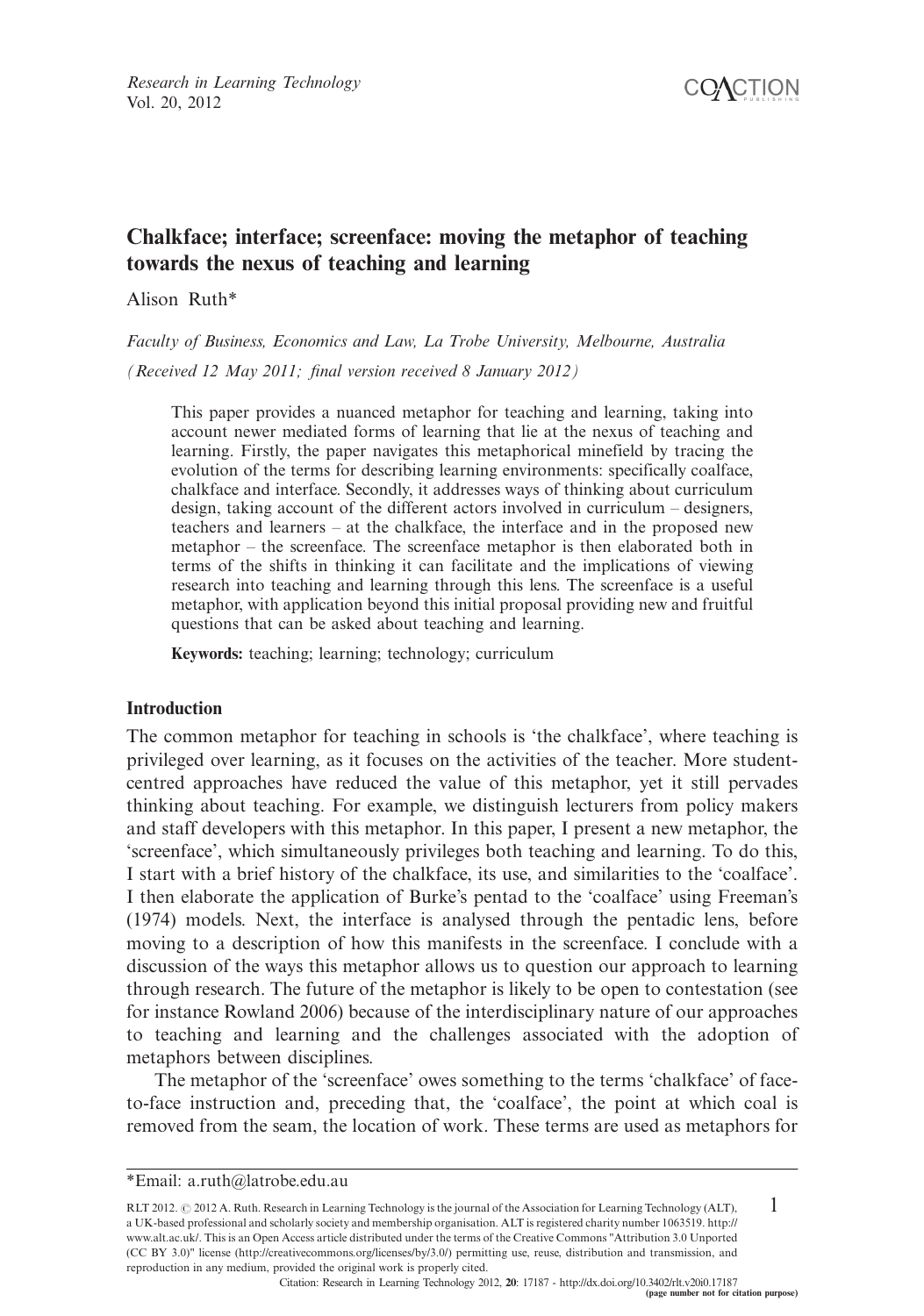# Chalkface; interface; screenface: moving the metaphor of teaching towards the nexus of teaching and learning

Alison Ruth*

*Faculty of Business, Economics and Law, La Trobe University, Melbourne, Australia*

*(Received 12 May 2011; final version received 8 January 2012)*

This paper provides a nuanced metaphor for teaching and learning, taking into account newer mediated forms of learning that lie at the nexus of teaching and learning. Firstly, the paper navigates this metaphorical minefield by tracing the evolution of the terms for describing learning environments: specifically coalface, chalkface and interface. Secondly, it addresses ways of thinking about curriculum design, taking account of the different actors involved in curriculum – designers, teachers and learners – at the chalkface, the interface and in the proposed new metaphor – the screenface. The screenface metaphor is then elaborated both in terms of the shifts in thinking it can facilitate and the implications of viewing research into teaching and learning through this lens. The screenface is a useful metaphor, with application beyond this initial proposal providing new and fruitful questions that can be asked about teaching and learning.

**Keywords:** teaching; learning; technology; curriculum

## Introduction

The common metaphor for teaching in schools is 'the chalkface', where teaching is privileged over learning, as it focuses on the activities of the teacher. More student-centred approaches have reduced the value of this metaphor, yet it still pervades thinking about teaching. For example, we distinguish lecturers from policy makers and staff developers with this metaphor. In this paper, I present a new metaphor, the 'screenface', which simultaneously privileges both teaching and learning. To do this, I start with a brief history of the chalkface, its use, and similarities to the 'coalface'. I then elaborate the application of Burke's pentad to the 'coalface' using Freeman's (1974) models. Next, the interface is analysed through the pentadic lens, before moving to a description of how this manifests in the screenface. I conclude with a discussion of the ways this metaphor allows us to question our approach to learning through research. The future of the metaphor is likely to be open to contestation (see for instance Rowland 2006) because of the interdisciplinary nature of our approaches to teaching and learning and the challenges associated with the adoption of metaphors between disciplines.

The metaphor of the 'screenface' owes something to the terms 'chalkface' of face-to-face instruction and, preceding that, the 'coalface', the point at which coal is removed from the seam, the location of work. These terms are used as metaphors for

*Email: a.ruth@latrobe.edu.au

RLT 2012. © 2012 A. Ruth. Research in Learning Technology is the journal of the Association for Learning Technology (ALT), a UK-based professional and scholarly society and membership organisation. ALT is registered charity number 1063519. http://www.alt.ac.uk/. This is an Open Access article distributed under the terms of the Creative Commons "Attribution 3.0 Unported (CC BY 3.0)" license (http://creativecommons.org/licenses/by/3.0/) permitting use, reuse, distribution and transmission, and reproduction in any medium, provided the original work is properly cited.

Citation: Research in Learning Technology 2012, 20: 17187 - http://dx.doi.org/10.3402/rlt.v20i0.17187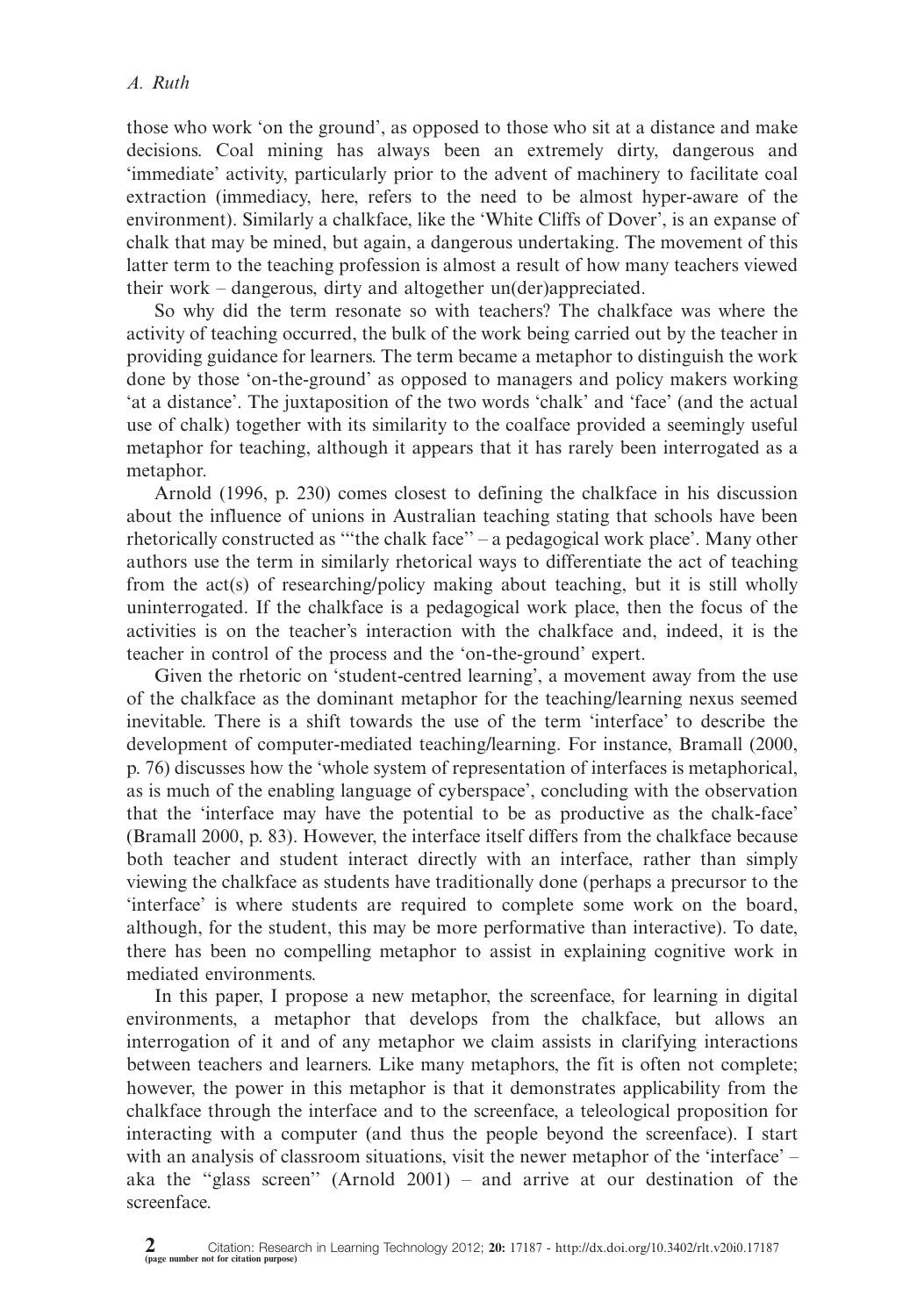those who work 'on the ground', as opposed to those who sit at a distance and make decisions. Coal mining has always been an extremely dirty, dangerous and 'immediate' activity, particularly prior to the advent of machinery to facilitate coal extraction (immediacy, here, refers to the need to be almost hyper-aware of the environment). Similarly a chalkface, like the 'White Cliffs of Dover', is an expanse of chalk that may be mined, but again, a dangerous undertaking. The movement of this latter term to the teaching profession is almost a result of how many teachers viewed their work – dangerous, dirty and altogether un(der)appreciated.

So why did the term resonate so with teachers? The chalkface was where the activity of teaching occurred, the bulk of the work being carried out by the teacher in providing guidance for learners. The term became a metaphor to distinguish the work done by those 'on-the-ground' as opposed to managers and policy makers working 'at a distance'. The juxtaposition of the two words 'chalk' and 'face' (and the actual use of chalk) together with its similarity to the coalface provided a seemingly useful metaphor for teaching, although it appears that it has rarely been interrogated as a metaphor.

Arnold (1996, p. 230) comes closest to defining the chalkface in his discussion about the influence of unions in Australian teaching stating that schools have been rhetorically constructed as '"the chalk face" – a pedagogical work place'. Many other authors use the term in similarly rhetorical ways to differentiate the act of teaching from the act(s) of researching/policy making about teaching, but it is still wholly uninterrogated. If the chalkface is a pedagogical work place, then the focus of the activities is on the teacher's interaction with the chalkface and, indeed, it is the teacher in control of the process and the 'on-the-ground' expert.

Given the rhetoric on 'student-centred learning', a movement away from the use of the chalkface as the dominant metaphor for the teaching/learning nexus seemed inevitable. There is a shift towards the use of the term 'interface' to describe the development of computer-mediated teaching/learning. For instance, Bramall (2000, p. 76) discusses how the 'whole system of representation of interfaces is metaphorical, as is much of the enabling language of cyberspace', concluding with the observation that the 'interface may have the potential to be as productive as the chalk-face' (Bramall 2000, p. 83). However, the interface itself differs from the chalkface because both teacher and student interact directly with an interface, rather than simply viewing the chalkface as students have traditionally done (perhaps a precursor to the 'interface' is where students are required to complete some work on the board, although, for the student, this may be more performative than interactive). To date, there has been no compelling metaphor to assist in explaining cognitive work in mediated environments.

In this paper, I propose a new metaphor, the screenface, for learning in digital environments, a metaphor that develops from the chalkface, but allows an interrogation of it and of any metaphor we claim assists in clarifying interactions between teachers and learners. Like many metaphors, the fit is often not complete; however, the power in this metaphor is that it demonstrates applicability from the chalkface through the interface and to the screenface, a teleological proposition for interacting with a computer (and thus the people beyond the screenface). I start with an analysis of classroom situations, visit the newer metaphor of the 'interface' – aka the "glass screen" (Arnold 2001) – and arrive at our destination of the screenface.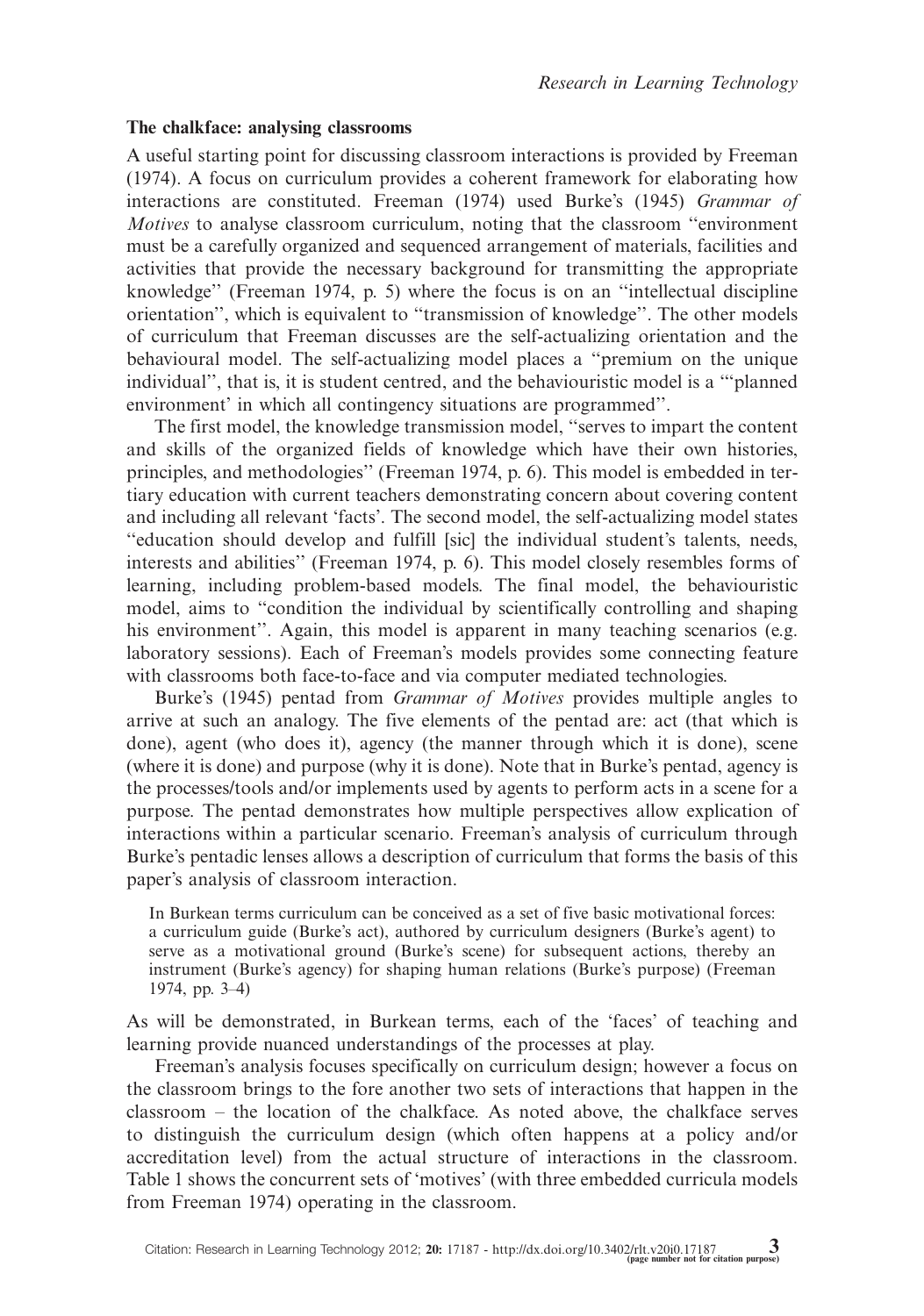### The chalkface: analysing classrooms

A useful starting point for discussing classroom interactions is provided by Freeman (1974). A focus on curriculum provides a coherent framework for elaborating how interactions are constituted. Freeman (1974) used Burke's (1945) *Grammar of Motives* to analyse classroom curriculum, noting that the classroom ''environment must be a carefully organized and sequenced arrangement of materials, facilities and activities that provide the necessary background for transmitting the appropriate knowledge'' (Freeman 1974, p. 5) where the focus is on an ''intellectual discipline orientation'', which is equivalent to ''transmission of knowledge''. The other models of curriculum that Freeman discusses are the self-actualizing orientation and the behavioural model. The self-actualizing model places a ''premium on the unique individual'', that is, it is student centred, and the behaviouristic model is a ''planned environment' in which all contingency situations are programmed''.

The first model, the knowledge transmission model, ''serves to impart the content and skills of the organized fields of knowledge which have their own histories, principles, and methodologies'' (Freeman 1974, p. 6). This model is embedded in tertiary education with current teachers demonstrating concern about covering content and including all relevant 'facts'. The second model, the self-actualizing model states ''education should develop and fulfill [sic] the individual student's talents, needs, interests and abilities'' (Freeman 1974, p. 6). This model closely resembles forms of learning, including problem-based models. The final model, the behaviouristic model, aims to ''condition the individual by scientifically controlling and shaping his environment''. Again, this model is apparent in many teaching scenarios (e.g. laboratory sessions). Each of Freeman's models provides some connecting feature with classrooms both face-to-face and via computer mediated technologies.

Burke's (1945) pentad from *Grammar of Motives* provides multiple angles to arrive at such an analogy. The five elements of the pentad are: act (that which is done), agent (who does it), agency (the manner through which it is done), scene (where it is done) and purpose (why it is done). Note that in Burke's pentad, agency is the processes/tools and/or implements used by agents to perform acts in a scene for a purpose. The pentad demonstrates how multiple perspectives allow explication of interactions within a particular scenario. Freeman's analysis of curriculum through Burke's pentadic lenses allows a description of curriculum that forms the basis of this paper's analysis of classroom interaction.

> In Burkean terms curriculum can be conceived as a set of five basic motivational forces: a curriculum guide (Burke's act), authored by curriculum designers (Burke's agent) to serve as a motivational ground (Burke's scene) for subsequent actions, thereby an instrument (Burke's agency) for shaping human relations (Burke's purpose) (Freeman 1974, pp. 3–4)

As will be demonstrated, in Burkean terms, each of the 'faces' of teaching and learning provide nuanced understandings of the processes at play.

Freeman's analysis focuses specifically on curriculum design; however a focus on the classroom brings to the fore another two sets of interactions that happen in the classroom – the location of the chalkface. As noted above, the chalkface serves to distinguish the curriculum design (which often happens at a policy and/or accreditation level) from the actual structure of interactions in the classroom. Table 1 shows the concurrent sets of 'motives' (with three embedded curricula models from Freeman 1974) operating in the classroom.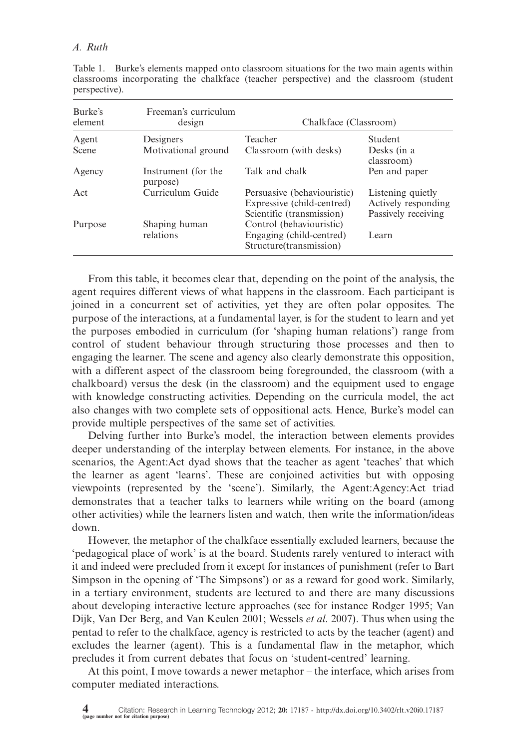Table 1. Burke's elements mapped onto classroom situations for the two main agents within classrooms incorporating the chalkface (teacher perspective) and the classroom (student perspective).

| Burke's element | Freeman's curriculum design | Chalkface (Classroom) | |
|---|---|---|---|
| Agent | Designers | Teacher | Student |
| Scene | Motivational ground | Classroom (with desks) | Desks (in a classroom) |
| Agency | Instrument (for the purpose) | Talk and chalk | Pen and paper |
| Act | Curriculum Guide | Persuasive (behaviouristic)<br>Expressive (child-centred)<br>Scientific (transmission) | Listening quietly<br>Actively responding<br>Passively receiving |
| Purpose | Shaping human relations | Control (behaviouristic)<br>Engaging (child-centred)<br>Structure(transmission) | Learn |

From this table, it becomes clear that, depending on the point of the analysis, the agent requires different views of what happens in the classroom. Each participant is joined in a concurrent set of activities, yet they are often polar opposites. The purpose of the interactions, at a fundamental layer, is for the student to learn and yet the purposes embodied in curriculum (for 'shaping human relations') range from control of student behaviour through structuring those processes and then to engaging the learner. The scene and agency also clearly demonstrate this opposition, with a different aspect of the classroom being foregrounded, the classroom (with a chalkboard) versus the desk (in the classroom) and the equipment used to engage with knowledge constructing activities. Depending on the curricula model, the act also changes with two complete sets of oppositional acts. Hence, Burke's model can provide multiple perspectives of the same set of activities.

Delving further into Burke's model, the interaction between elements provides deeper understanding of the interplay between elements. For instance, in the above scenarios, the Agent:Act dyad shows that the teacher as agent 'teaches' that which the learner as agent 'learns'. These are conjoined activities but with opposing viewpoints (represented by the 'scene'). Similarly, the Agent:Agency:Act triad demonstrates that a teacher talks to learners while writing on the board (among other activities) while the learners listen and watch, then write the information/ideas down.

However, the metaphor of the chalkface essentially excluded learners, because the 'pedagogical place of work' is at the board. Students rarely ventured to interact with it and indeed were precluded from it except for instances of punishment (refer to Bart Simpson in the opening of 'The Simpsons') or as a reward for good work. Similarly, in a tertiary environment, students are lectured to and there are many discussions about developing interactive lecture approaches (see for instance Rodger 1995; Van Dijk, Van Der Berg, and Van Keulen 2001; Wessels *et al*. 2007). Thus when using the pentad to refer to the chalkface, agency is restricted to acts by the teacher (agent) and excludes the learner (agent). This is a fundamental flaw in the metaphor, which precludes it from current debates that focus on 'student-centred' learning.

At this point, I move towards a newer metaphor – the interface, which arises from computer mediated interactions.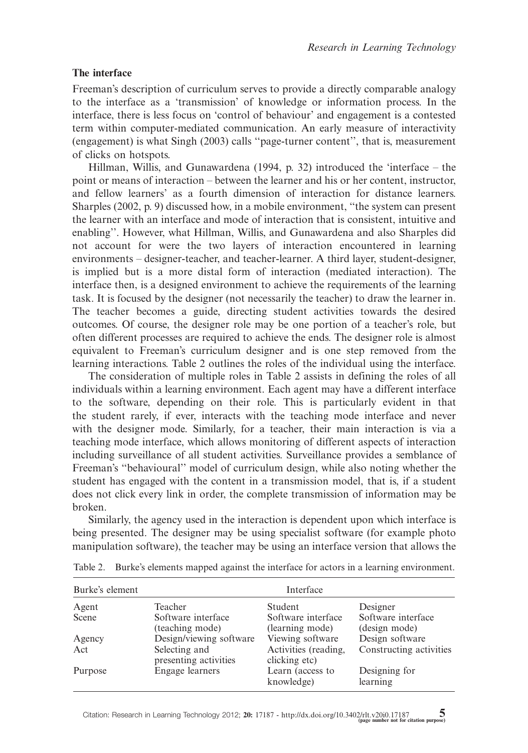### The interface

Freeman's description of curriculum serves to provide a directly comparable analogy to the interface as a 'transmission' of knowledge or information process. In the interface, there is less focus on 'control of behaviour' and engagement is a contested term within computer-mediated communication. An early measure of interactivity (engagement) is what Singh (2003) calls "page-turner content", that is, measurement of clicks on hotspots.

Hillman, Willis, and Gunawardena (1994, p. 32) introduced the 'interface – the point or means of interaction – between the learner and his or her content, instructor, and fellow learners' as a fourth dimension of interaction for distance learners. Sharples (2002, p. 9) discussed how, in a mobile environment, "the system can present the learner with an interface and mode of interaction that is consistent, intuitive and enabling". However, what Hillman, Willis, and Gunawardena and also Sharples did not account for were the two layers of interaction encountered in learning environments – designer-teacher, and teacher-learner. A third layer, student-designer, is implied but is a more distal form of interaction (mediated interaction). The interface then, is a designed environment to achieve the requirements of the learning task. It is focused by the designer (not necessarily the teacher) to draw the learner in. The teacher becomes a guide, directing student activities towards the desired outcomes. Of course, the designer role may be one portion of a teacher's role, but often different processes are required to achieve the ends. The designer role is almost equivalent to Freeman's curriculum designer and is one step removed from the learning interactions. Table 2 outlines the roles of the individual using the interface.

The consideration of multiple roles in Table 2 assists in defining the roles of all individuals within a learning environment. Each agent may have a different interface to the software, depending on their role. This is particularly evident in that the student rarely, if ever, interacts with the teaching mode interface and never with the designer mode. Similarly, for a teacher, their main interaction is via a teaching mode interface, which allows monitoring of different aspects of interaction including surveillance of all student activities. Surveillance provides a semblance of Freeman's "behavioural" model of curriculum design, while also noting whether the student has engaged with the content in a transmission model, that is, if a student does not click every link in order, the complete transmission of information may be broken.

Similarly, the agency used in the interaction is dependent upon which interface is being presented. The designer may be using specialist software (for example photo manipulation software), the teacher may be using an interface version that allows the

Table 2. Burke's elements mapped against the interface for actors in a learning environment.

| Burke's element | Interface | | |
|---|---|---|---|
| Agent | Teacher | Student | Designer |
| Scene | Software interface (teaching mode) | Software interface (learning mode) | Software interface (design mode) |
| Agency | Design/viewing software | Viewing software | Design software |
| Act | Selecting and presenting activities | Activities (reading, clicking etc) | Constructing activities |
| Purpose | Engage learners | Learn (access to knowledge) | Designing for learning |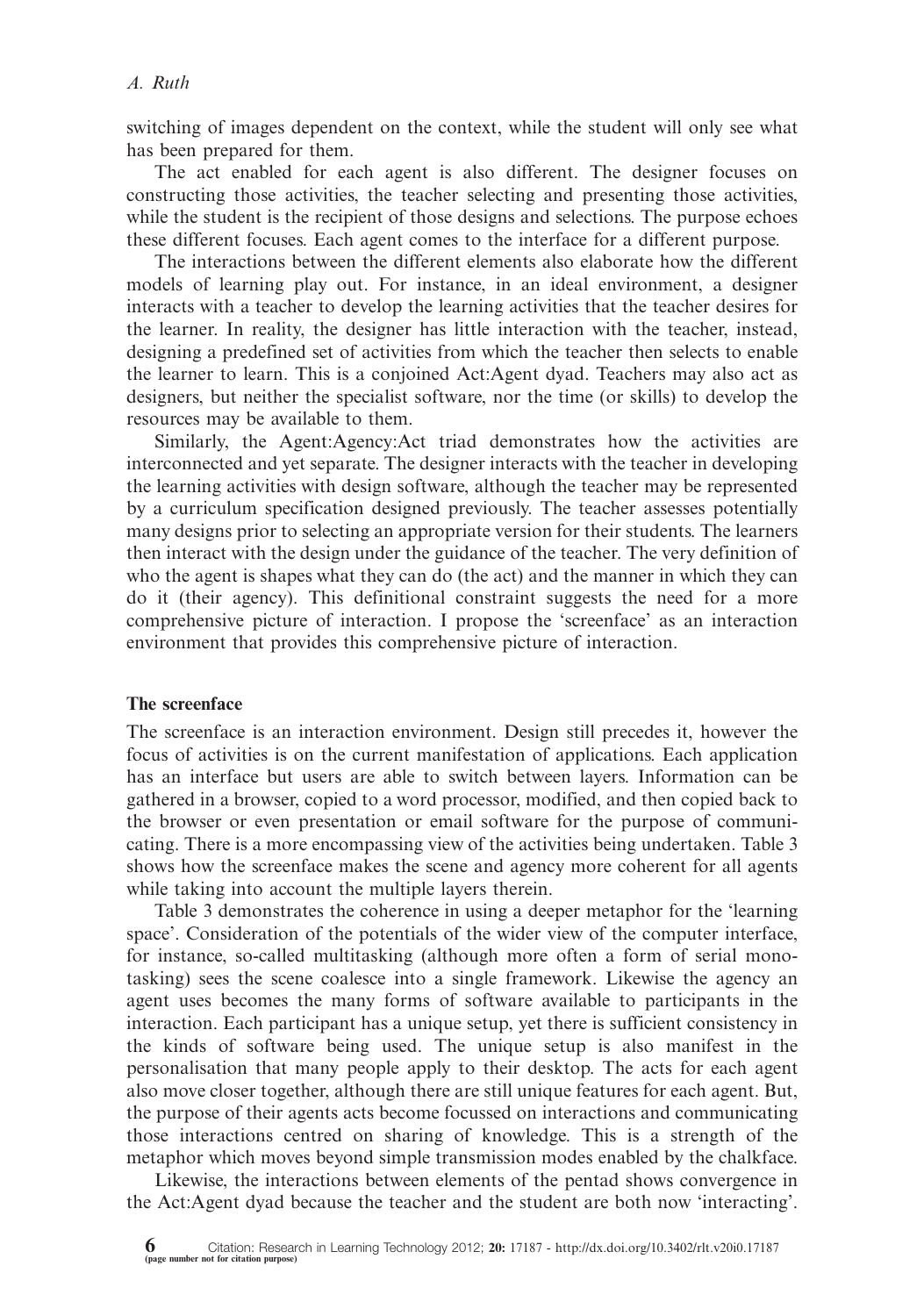switching of images dependent on the context, while the student will only see what has been prepared for them.

The act enabled for each agent is also different. The designer focuses on constructing those activities, the teacher selecting and presenting those activities, while the student is the recipient of those designs and selections. The purpose echoes these different focuses. Each agent comes to the interface for a different purpose.

The interactions between the different elements also elaborate how the different models of learning play out. For instance, in an ideal environment, a designer interacts with a teacher to develop the learning activities that the teacher desires for the learner. In reality, the designer has little interaction with the teacher, instead, designing a predefined set of activities from which the teacher then selects to enable the learner to learn. This is a conjoined Act:Agent dyad. Teachers may also act as designers, but neither the specialist software, nor the time (or skills) to develop the resources may be available to them.

Similarly, the Agent:Agency:Act triad demonstrates how the activities are interconnected and yet separate. The designer interacts with the teacher in developing the learning activities with design software, although the teacher may be represented by a curriculum specification designed previously. The teacher assesses potentially many designs prior to selecting an appropriate version for their students. The learners then interact with the design under the guidance of the teacher. The very definition of who the agent is shapes what they can do (the act) and the manner in which they can do it (their agency). This definitional constraint suggests the need for a more comprehensive picture of interaction. I propose the 'screenface' as an interaction environment that provides this comprehensive picture of interaction.

## The screenface

The screenface is an interaction environment. Design still precedes it, however the focus of activities is on the current manifestation of applications. Each application has an interface but users are able to switch between layers. Information can be gathered in a browser, copied to a word processor, modified, and then copied back to the browser or even presentation or email software for the purpose of communicating. There is a more encompassing view of the activities being undertaken. Table 3 shows how the screenface makes the scene and agency more coherent for all agents while taking into account the multiple layers therein.

Table 3 demonstrates the coherence in using a deeper metaphor for the 'learning space'. Consideration of the potentials of the wider view of the computer interface, for instance, so-called multitasking (although more often a form of serial monotasking) sees the scene coalesce into a single framework. Likewise the agency an agent uses becomes the many forms of software available to participants in the interaction. Each participant has a unique setup, yet there is sufficient consistency in the kinds of software being used. The unique setup is also manifest in the personalisation that many people apply to their desktop. The acts for each agent also move closer together, although there are still unique features for each agent. But, the purpose of their agents acts become focussed on interactions and communicating those interactions centred on sharing of knowledge. This is a strength of the metaphor which moves beyond simple transmission modes enabled by the chalkface.

Likewise, the interactions between elements of the pentad shows convergence in the Act:Agent dyad because the teacher and the student are both now 'interacting'.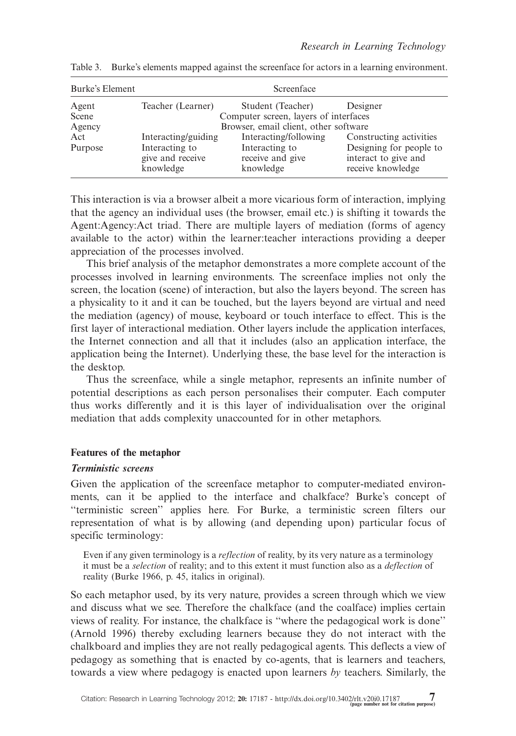Table 3. Burke's elements mapped against the screenface for actors in a learning environment.

| Burke's Element | Screenface | | |
|---|---|---|---|
| Agent | Teacher (Learner) | Student (Teacher) | Designer |
| Scene | Computer screen, layers of interfaces | | |
| Agency | Browser, email client, other software | | |
| Act | Interacting/guiding | Interacting/following | Constructing activities |
| Purpose | Interacting to give and receive knowledge | Interacting to receive and give knowledge | Designing for people to interact to give and receive knowledge |

This interaction is via a browser albeit a more vicarious form of interaction, implying that the agency an individual uses (the browser, email etc.) is shifting it towards the Agent:Agency:Act triad. There are multiple layers of mediation (forms of agency available to the actor) within the learner:teacher interactions providing a deeper appreciation of the processes involved.

This brief analysis of the metaphor demonstrates a more complete account of the processes involved in learning environments. The screenface implies not only the screen, the location (scene) of interaction, but also the layers beyond. The screen has a physicality to it and it can be touched, but the layers beyond are virtual and need the mediation (agency) of mouse, keyboard or touch interface to effect. This is the first layer of interactional mediation. Other layers include the application interfaces, the Internet connection and all that it includes (also an application interface, the application being the Internet). Underlying these, the base level for the interaction is the desktop.

Thus the screenface, while a single metaphor, represents an infinite number of potential descriptions as each person personalises their computer. Each computer thus works differently and it is this layer of individualisation over the original mediation that adds complexity unaccounted for in other metaphors.

## Features of the metaphor

### *Terministic screens*

Given the application of the screenface metaphor to computer-mediated environments, can it be applied to the interface and chalkface? Burke's concept of "terministic screen" applies here. For Burke, a terministic screen filters our representation of what is by allowing (and depending upon) particular focus of specific terminology:

> Even if any given terminology is a *reflection* of reality, by its very nature as a terminology it must be a *selection* of reality; and to this extent it must function also as a *deflection* of reality (Burke 1966, p. 45, italics in original).

So each metaphor used, by its very nature, provides a screen through which we view and discuss what we see. Therefore the chalkface (and the coalface) implies certain views of reality. For instance, the chalkface is "where the pedagogical work is done" (Arnold 1996) thereby excluding learners because they do not interact with the chalkboard and implies they are not really pedagogical agents. This deflects a view of pedagogy as something that is enacted by co-agents, that is learners and teachers, towards a view where pedagogy is enacted upon learners *by* teachers. Similarly, the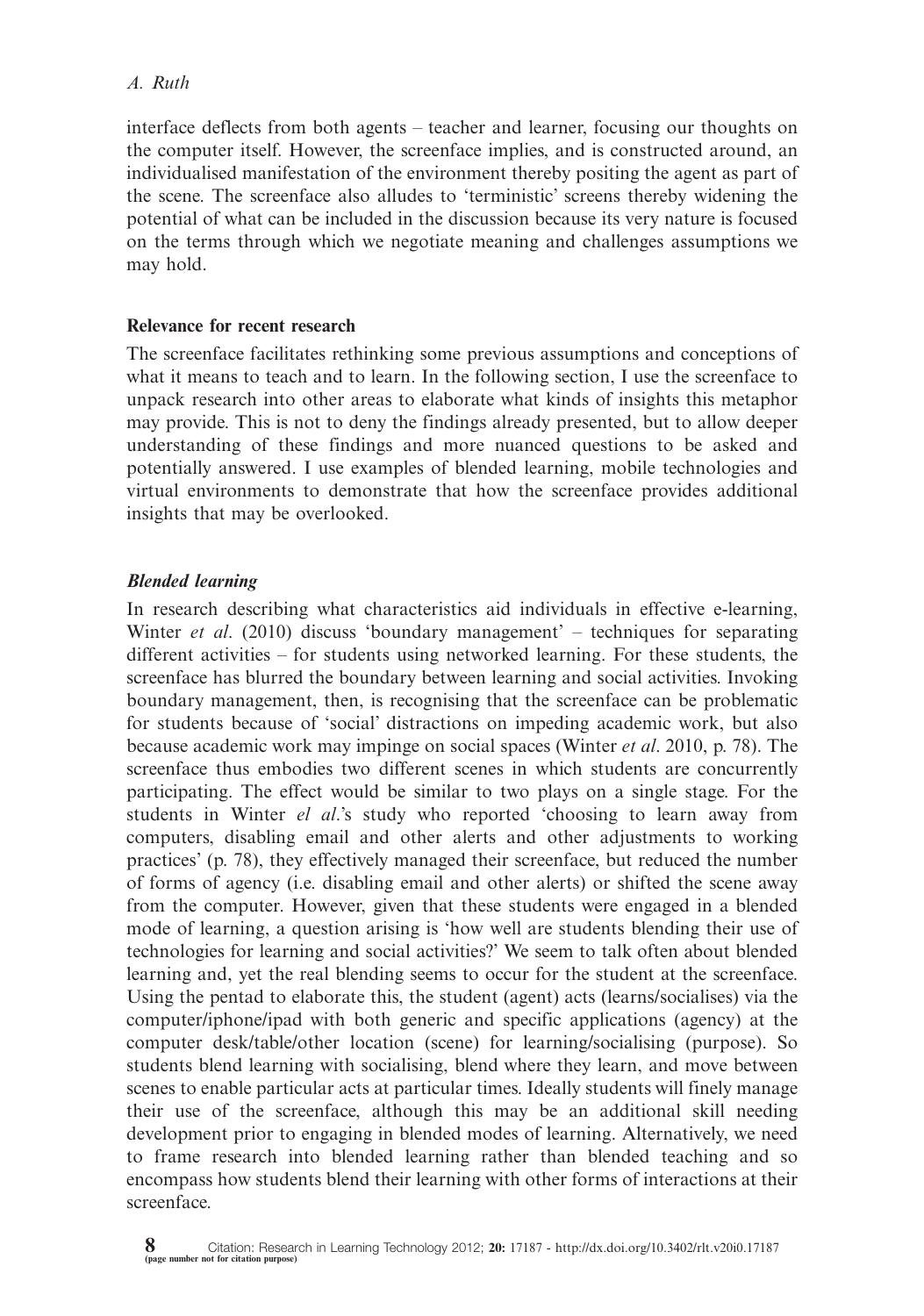interface deflects from both agents – teacher and learner, focusing our thoughts on the computer itself. However, the screenface implies, and is constructed around, an individualised manifestation of the environment thereby positing the agent as part of the scene. The screenface also alludes to 'terministic' screens thereby widening the potential of what can be included in the discussion because its very nature is focused on the terms through which we negotiate meaning and challenges assumptions we may hold.

## Relevance for recent research

The screenface facilitates rethinking some previous assumptions and conceptions of what it means to teach and to learn. In the following section, I use the screenface to unpack research into other areas to elaborate what kinds of insights this metaphor may provide. This is not to deny the findings already presented, but to allow deeper understanding of these findings and more nuanced questions to be asked and potentially answered. I use examples of blended learning, mobile technologies and virtual environments to demonstrate that how the screenface provides additional insights that may be overlooked.

### *Blended learning*

In research describing what characteristics aid individuals in effective e-learning, Winter *et al*. (2010) discuss 'boundary management' – techniques for separating different activities – for students using networked learning. For these students, the screenface has blurred the boundary between learning and social activities. Invoking boundary management, then, is recognising that the screenface can be problematic for students because of 'social' distractions on impeding academic work, but also because academic work may impinge on social spaces (Winter *et al*. 2010, p. 78). The screenface thus embodies two different scenes in which students are concurrently participating. The effect would be similar to two plays on a single stage. For the students in Winter *el al*.'s study who reported 'choosing to learn away from computers, disabling email and other alerts and other adjustments to working practices' (p. 78), they effectively managed their screenface, but reduced the number of forms of agency (i.e. disabling email and other alerts) or shifted the scene away from the computer. However, given that these students were engaged in a blended mode of learning, a question arising is 'how well are students blending their use of technologies for learning and social activities?' We seem to talk often about blended learning and, yet the real blending seems to occur for the student at the screenface. Using the pentad to elaborate this, the student (agent) acts (learns/socialises) via the computer/iphone/ipad with both generic and specific applications (agency) at the computer desk/table/other location (scene) for learning/socialising (purpose). So students blend learning with socialising, blend where they learn, and move between scenes to enable particular acts at particular times. Ideally students will finely manage their use of the screenface, although this may be an additional skill needing development prior to engaging in blended modes of learning. Alternatively, we need to frame research into blended learning rather than blended teaching and so encompass how students blend their learning with other forms of interactions at their screenface.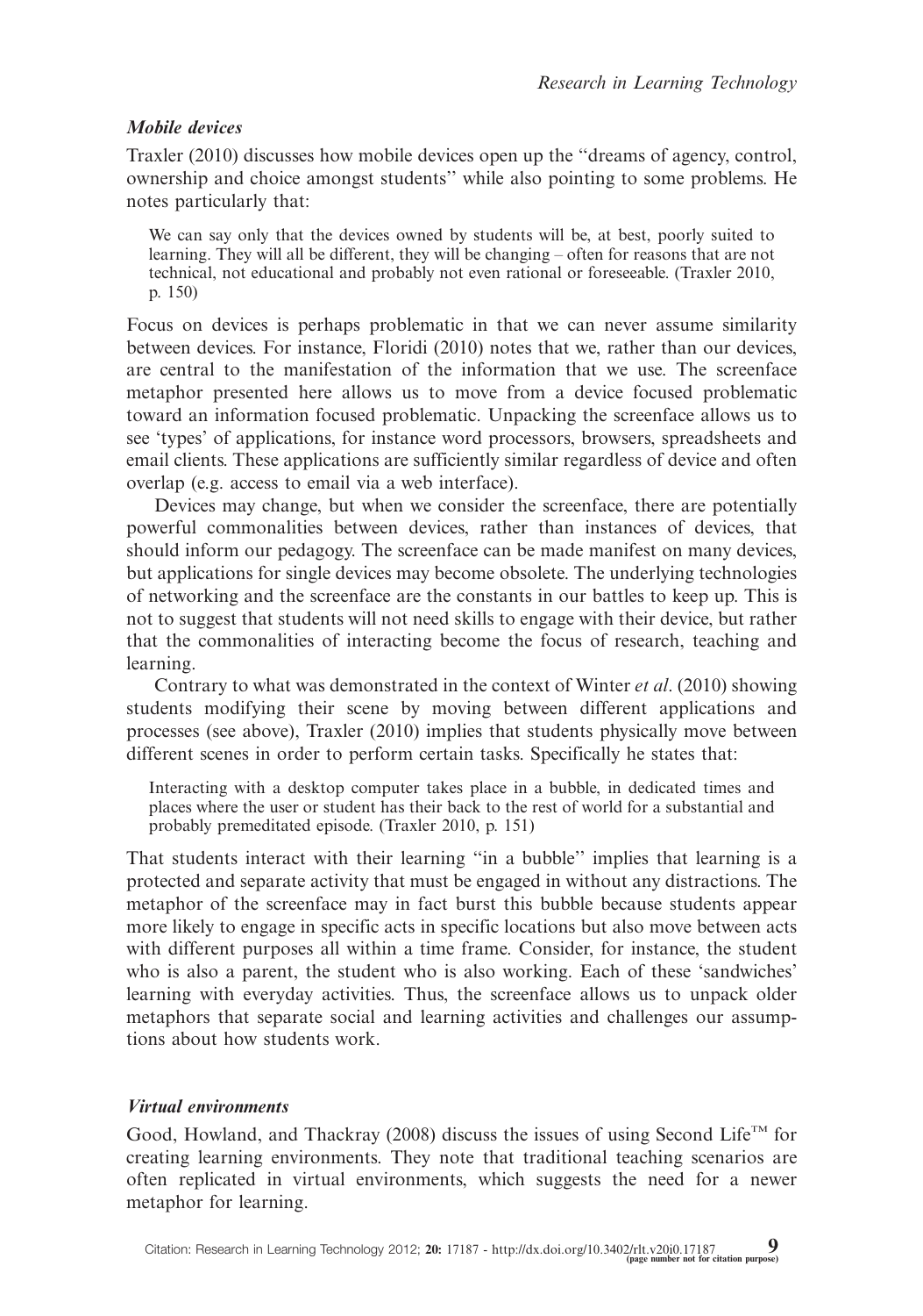### *Mobile devices*

Traxler (2010) discusses how mobile devices open up the "dreams of agency, control, ownership and choice amongst students" while also pointing to some problems. He notes particularly that:

> We can say only that the devices owned by students will be, at best, poorly suited to learning. They will all be different, they will be changing – often for reasons that are not technical, not educational and probably not even rational or foreseeable. (Traxler 2010, p. 150)

Focus on devices is perhaps problematic in that we can never assume similarity between devices. For instance, Floridi (2010) notes that we, rather than our devices, are central to the manifestation of the information that we use. The screenface metaphor presented here allows us to move from a device focused problematic toward an information focused problematic. Unpacking the screenface allows us to see 'types' of applications, for instance word processors, browsers, spreadsheets and email clients. These applications are sufficiently similar regardless of device and often overlap (e.g. access to email via a web interface).

Devices may change, but when we consider the screenface, there are potentially powerful commonalities between devices, rather than instances of devices, that should inform our pedagogy. The screenface can be made manifest on many devices, but applications for single devices may become obsolete. The underlying technologies of networking and the screenface are the constants in our battles to keep up. This is not to suggest that students will not need skills to engage with their device, but rather that the commonalities of interacting become the focus of research, teaching and learning.

Contrary to what was demonstrated in the context of Winter *et al*. (2010) showing students modifying their scene by moving between different applications and processes (see above), Traxler (2010) implies that students physically move between different scenes in order to perform certain tasks. Specifically he states that:

> Interacting with a desktop computer takes place in a bubble, in dedicated times and places where the user or student has their back to the rest of world for a substantial and probably premeditated episode. (Traxler 2010, p. 151)

That students interact with their learning "in a bubble" implies that learning is a protected and separate activity that must be engaged in without any distractions. The metaphor of the screenface may in fact burst this bubble because students appear more likely to engage in specific acts in specific locations but also move between acts with different purposes all within a time frame. Consider, for instance, the student who is also a parent, the student who is also working. Each of these 'sandwiches' learning with everyday activities. Thus, the screenface allows us to unpack older metaphors that separate social and learning activities and challenges our assumptions about how students work.

### *Virtual environments*

Good, Howland, and Thackray (2008) discuss the issues of using Second Life™ for creating learning environments. They note that traditional teaching scenarios are often replicated in virtual environments, which suggests the need for a newer metaphor for learning.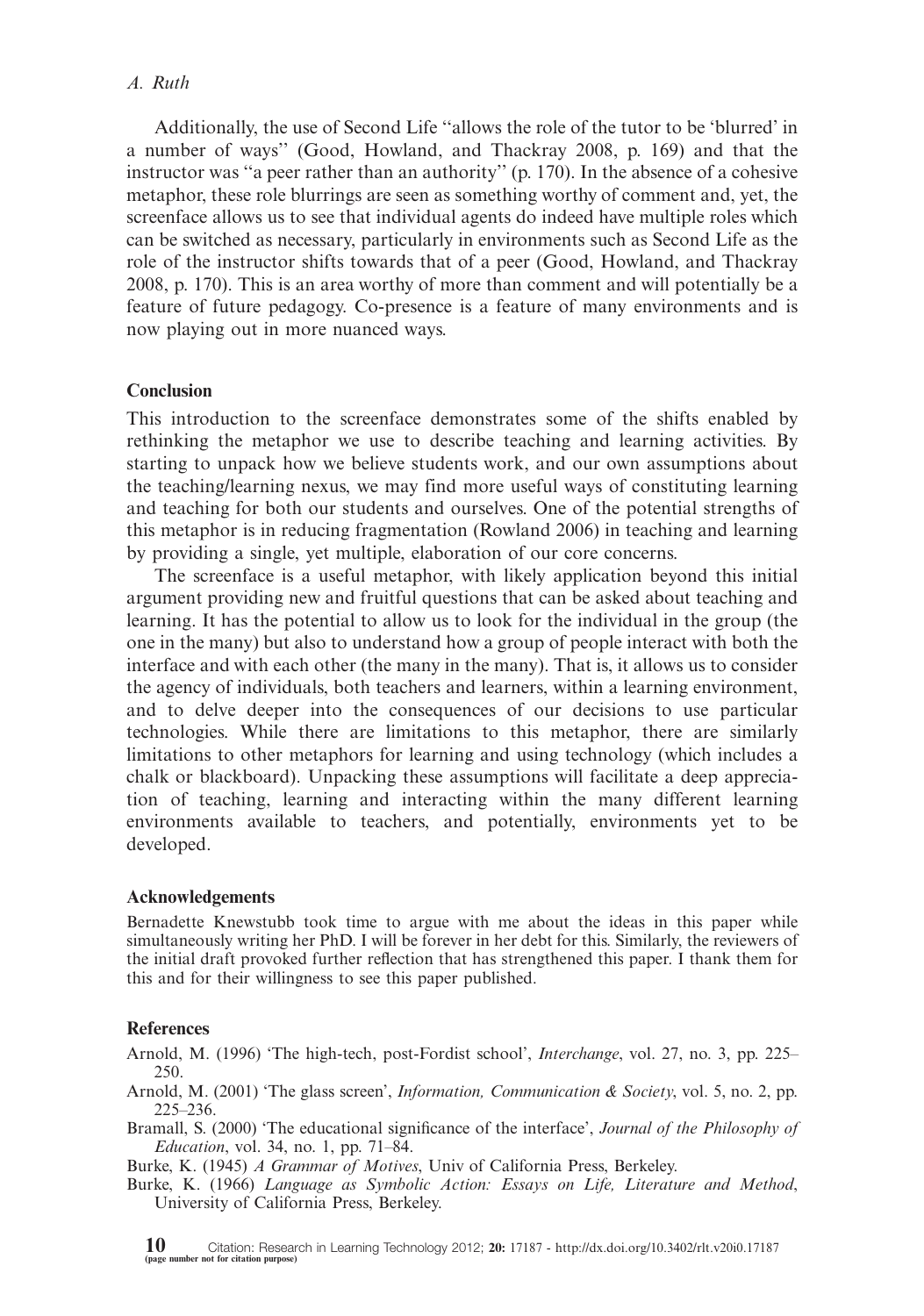Additionally, the use of Second Life ''allows the role of the tutor to be 'blurred' in a number of ways'' (Good, Howland, and Thackray 2008, p. 169) and that the instructor was ''a peer rather than an authority'' (p. 170). In the absence of a cohesive metaphor, these role blurrings are seen as something worthy of comment and, yet, the screenface allows us to see that individual agents do indeed have multiple roles which can be switched as necessary, particularly in environments such as Second Life as the role of the instructor shifts towards that of a peer (Good, Howland, and Thackray 2008, p. 170). This is an area worthy of more than comment and will potentially be a feature of future pedagogy. Co-presence is a feature of many environments and is now playing out in more nuanced ways.

## Conclusion

This introduction to the screenface demonstrates some of the shifts enabled by rethinking the metaphor we use to describe teaching and learning activities. By starting to unpack how we believe students work, and our own assumptions about the teaching/learning nexus, we may find more useful ways of constituting learning and teaching for both our students and ourselves. One of the potential strengths of this metaphor is in reducing fragmentation (Rowland 2006) in teaching and learning by providing a single, yet multiple, elaboration of our core concerns.

The screenface is a useful metaphor, with likely application beyond this initial argument providing new and fruitful questions that can be asked about teaching and learning. It has the potential to allow us to look for the individual in the group (the one in the many) but also to understand how a group of people interact with both the interface and with each other (the many in the many). That is, it allows us to consider the agency of individuals, both teachers and learners, within a learning environment, and to delve deeper into the consequences of our decisions to use particular technologies. While there are limitations to this metaphor, there are similarly limitations to other metaphors for learning and using technology (which includes a chalk or blackboard). Unpacking these assumptions will facilitate a deep appreciation of teaching, learning and interacting within the many different learning environments available to teachers, and potentially, environments yet to be developed.

### Acknowledgements

Bernadette Knewstubb took time to argue with me about the ideas in this paper while simultaneously writing her PhD. I will be forever in her debt for this. Similarly, the reviewers of the initial draft provoked further reflection that has strengthened this paper. I thank them for this and for their willingness to see this paper published.

### References

Arnold, M. (1996) 'The high-tech, post-Fordist school', *Interchange*, vol. 27, no. 3, pp. 225–250.

Arnold, M. (2001) 'The glass screen', *Information, Communication & Society*, vol. 5, no. 2, pp. 225–236.

Bramall, S. (2000) 'The educational significance of the interface', *Journal of the Philosophy of Education*, vol. 34, no. 1, pp. 71–84.

Burke, K. (1945) *A Grammar of Motives*, Univ of California Press, Berkeley.

Burke, K. (1966) *Language as Symbolic Action: Essays on Life, Literature and Method*, University of California Press, Berkeley.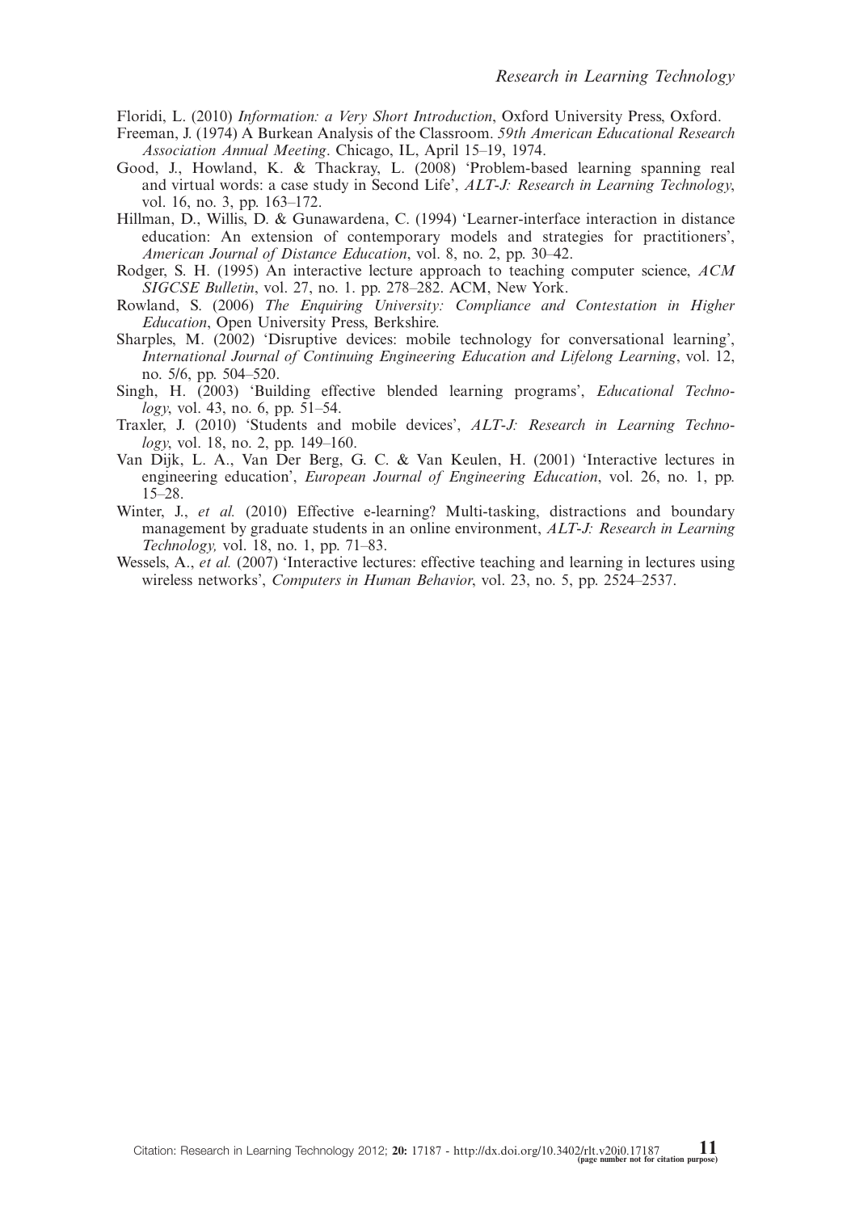Floridi, L. (2010) *Information: a Very Short Introduction*, Oxford University Press, Oxford.

Freeman, J. (1974) A Burkean Analysis of the Classroom. *59th American Educational Research Association Annual Meeting*. Chicago, IL, April 15–19, 1974.

Good, J., Howland, K. & Thackray, L. (2008) 'Problem-based learning spanning real and virtual words: a case study in Second Life', *ALT-J: Research in Learning Technology*, vol. 16, no. 3, pp. 163–172.

Hillman, D., Willis, D. & Gunawardena, C. (1994) 'Learner-interface interaction in distance education: An extension of contemporary models and strategies for practitioners', *American Journal of Distance Education*, vol. 8, no. 2, pp. 30–42.

Rodger, S. H. (1995) An interactive lecture approach to teaching computer science, *ACM SIGCSE Bulletin*, vol. 27, no. 1. pp. 278–282. ACM, New York.

Rowland, S. (2006) *The Enquiring University: Compliance and Contestation in Higher Education*, Open University Press, Berkshire.

Sharples, M. (2002) 'Disruptive devices: mobile technology for conversational learning', *International Journal of Continuing Engineering Education and Lifelong Learning*, vol. 12, no. 5/6, pp. 504–520.

Singh, H. (2003) 'Building effective blended learning programs', *Educational Technology*, vol. 43, no. 6, pp. 51–54.

Traxler, J. (2010) 'Students and mobile devices', *ALT-J: Research in Learning Technology*, vol. 18, no. 2, pp. 149–160.

Van Dijk, L. A., Van Der Berg, G. C. & Van Keulen, H. (2001) 'Interactive lectures in engineering education', *European Journal of Engineering Education*, vol. 26, no. 1, pp. 15–28.

Winter, J., *et al.* (2010) Effective e-learning? Multi-tasking, distractions and boundary management by graduate students in an online environment, *ALT-J: Research in Learning Technology,* vol. 18, no. 1, pp. 71–83.

Wessels, A., *et al.* (2007) 'Interactive lectures: effective teaching and learning in lectures using wireless networks', *Computers in Human Behavior*, vol. 23, no. 5, pp. 2524–2537.